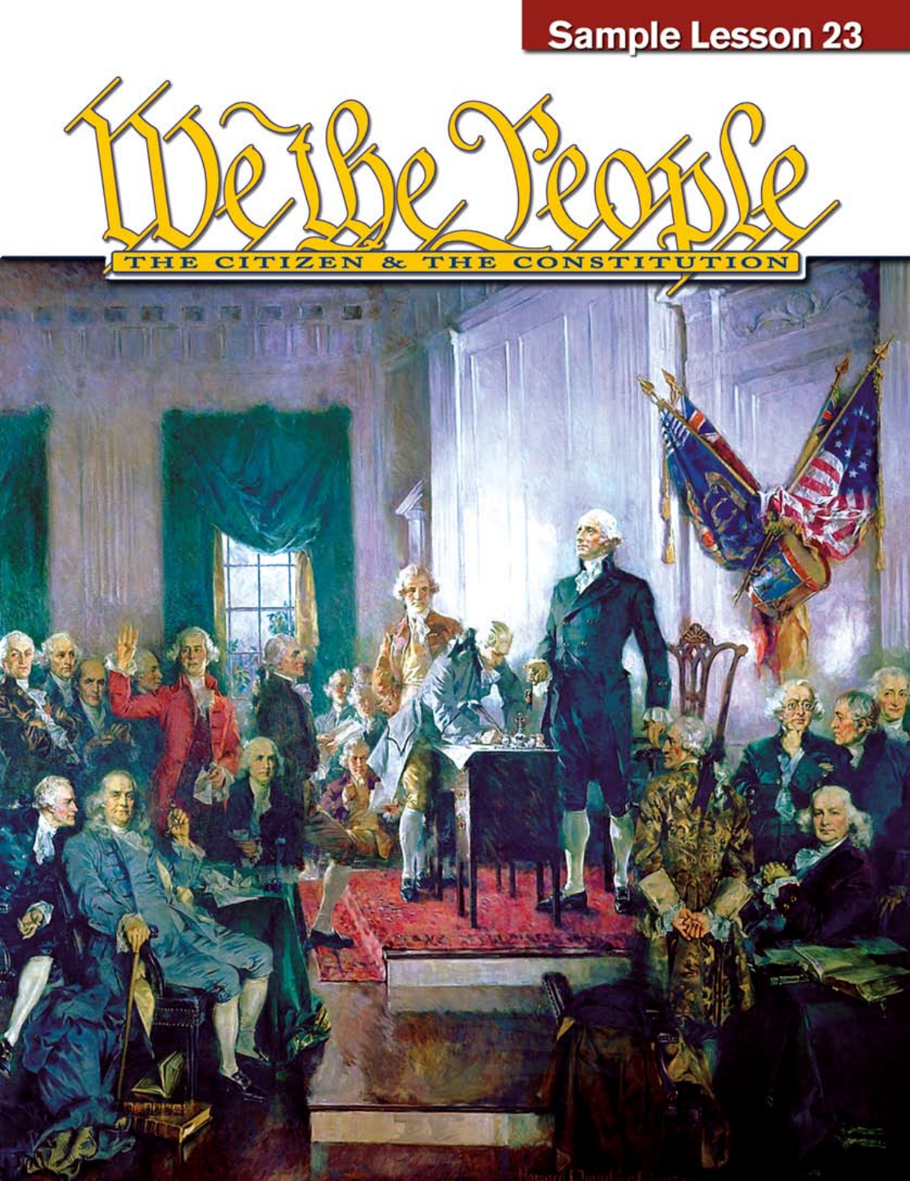Sample Lesson 23

# We the People

## THE CITIZEN & THE CONSTITUTION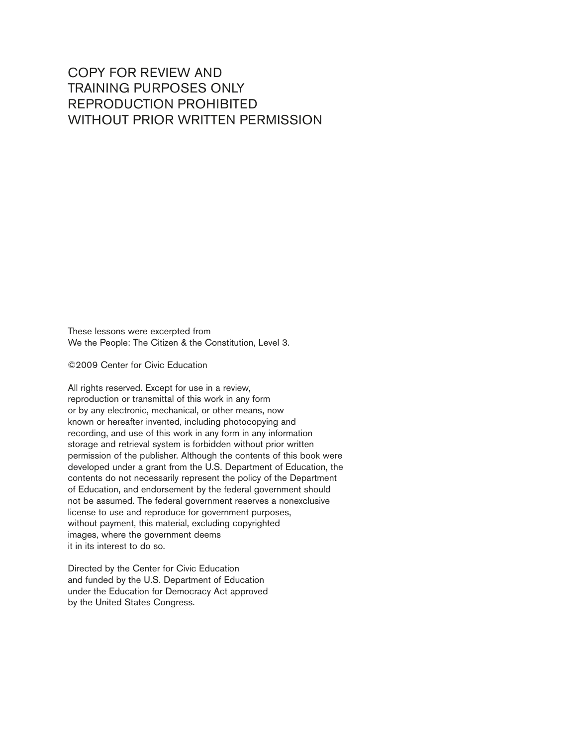COPY FOR REVIEW AND
TRAINING PURPOSES ONLY
REPRODUCTION PROHIBITED
WITHOUT PRIOR WRITTEN PERMISSION

These lessons were excerpted from
We the People: The Citizen & the Constitution, Level 3.

©2009 Center for Civic Education

All rights reserved. Except for use in a review, reproduction or transmittal of this work in any form or by any electronic, mechanical, or other means, now known or hereafter invented, including photocopying and recording, and use of this work in any form in any information storage and retrieval system is forbidden without prior written permission of the publisher. Although the contents of this book were developed under a grant from the U.S. Department of Education, the contents do not necessarily represent the policy of the Department of Education, and endorsement by the federal government should not be assumed. The federal government reserves a nonexclusive license to use and reproduce for government purposes, without payment, this material, excluding copyrighted images, where the government deems it in its interest to do so.

Directed by the Center for Civic Education and funded by the U.S. Department of Education under the Education for Democracy Act approved by the United States Congress.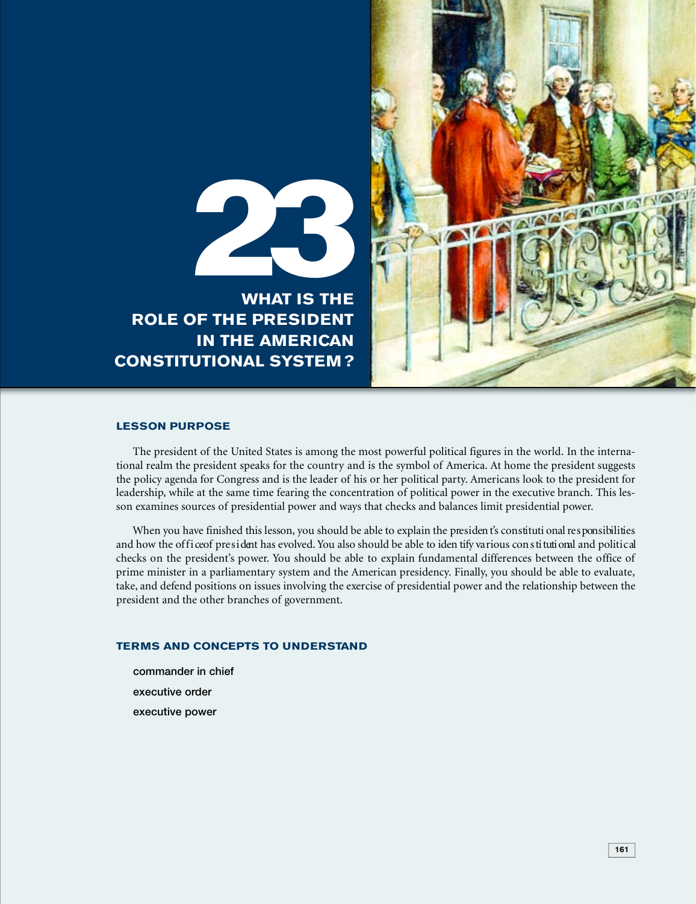# 23

# WHAT IS THE ROLE OF THE PRESIDENT IN THE AMERICAN CONSTITUTIONAL SYSTEM?

## LESSON PURPOSE

The president of the United States is among the most powerful political figures in the world. In the international realm the president speaks for the country and is the symbol of America. At home the president suggests the policy agenda for Congress and is the leader of his or her political party. Americans look to the president for leadership, while at the same time fearing the concentration of political power in the executive branch. This lesson examines sources of presidential power and ways that checks and balances limit presidential power.

When you have finished this lesson, you should be able to explain the president's constitutional responsibilities and how the office of president has evolved. You also should be able to identify various constitutional and political checks on the president's power. You should be able to explain fundamental differences between the office of prime minister in a parliamentary system and the American presidency. Finally, you should be able to evaluate, take, and defend positions on issues involving the exercise of presidential power and the relationship between the president and the other branches of government.

## TERMS AND CONCEPTS TO UNDERSTAND

- commander in chief
- executive order
- executive power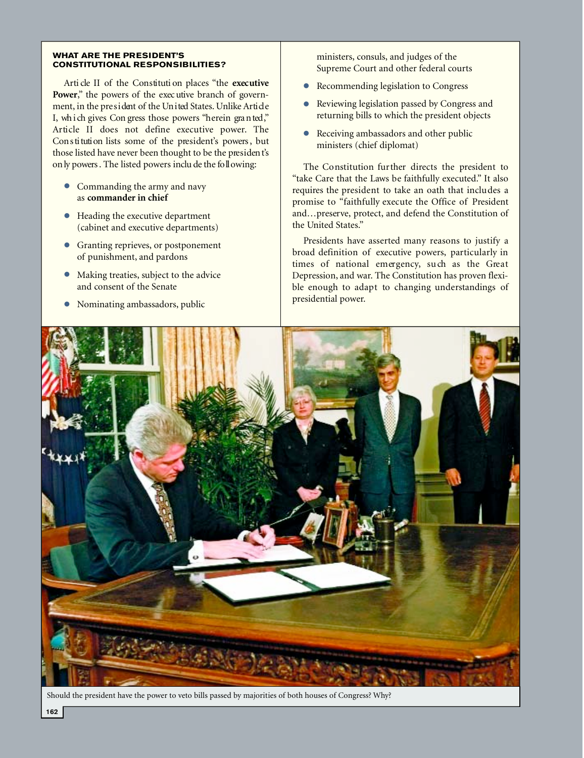### WHAT ARE THE PRESIDENT'S CONSTITUTIONAL RESPONSIBILITIES?

Article II of the Constitution places "the **executive Power**," the powers of the executive branch of government, in the president of the United States. Unlike Article I, which gives Congress those powers "herein granted," Article II does not define executive power. The Constitution lists some of the president's powers, but those listed have never been thought to be the president's only powers. The listed powers include the following:

- Commanding the army and navy as **commander in chief**
- Heading the executive department (cabinet and executive departments)
- Granting reprieves, or postponement of punishment, and pardons
- Making treaties, subject to the advice and consent of the Senate
- Nominating ambassadors, public ministers, consuls, and judges of the Supreme Court and other federal courts
- Recommending legislation to Congress
- Reviewing legislation passed by Congress and returning bills to which the president objects
- Receiving ambassadors and other public ministers (chief diplomat)

The Constitution further directs the president to "take Care that the Laws be faithfully executed." It also requires the president to take an oath that includes a promise to "faithfully execute the Office of President and…preserve, protect, and defend the Constitution of the United States."

Presidents have asserted many reasons to justify a broad definition of executive powers, particularly in times of national emergency, such as the Great Depression, and war. The Constitution has proven flexible enough to adapt to changing understandings of presidential power.

Should the president have the power to veto bills passed by majorities of both houses of Congress? Why?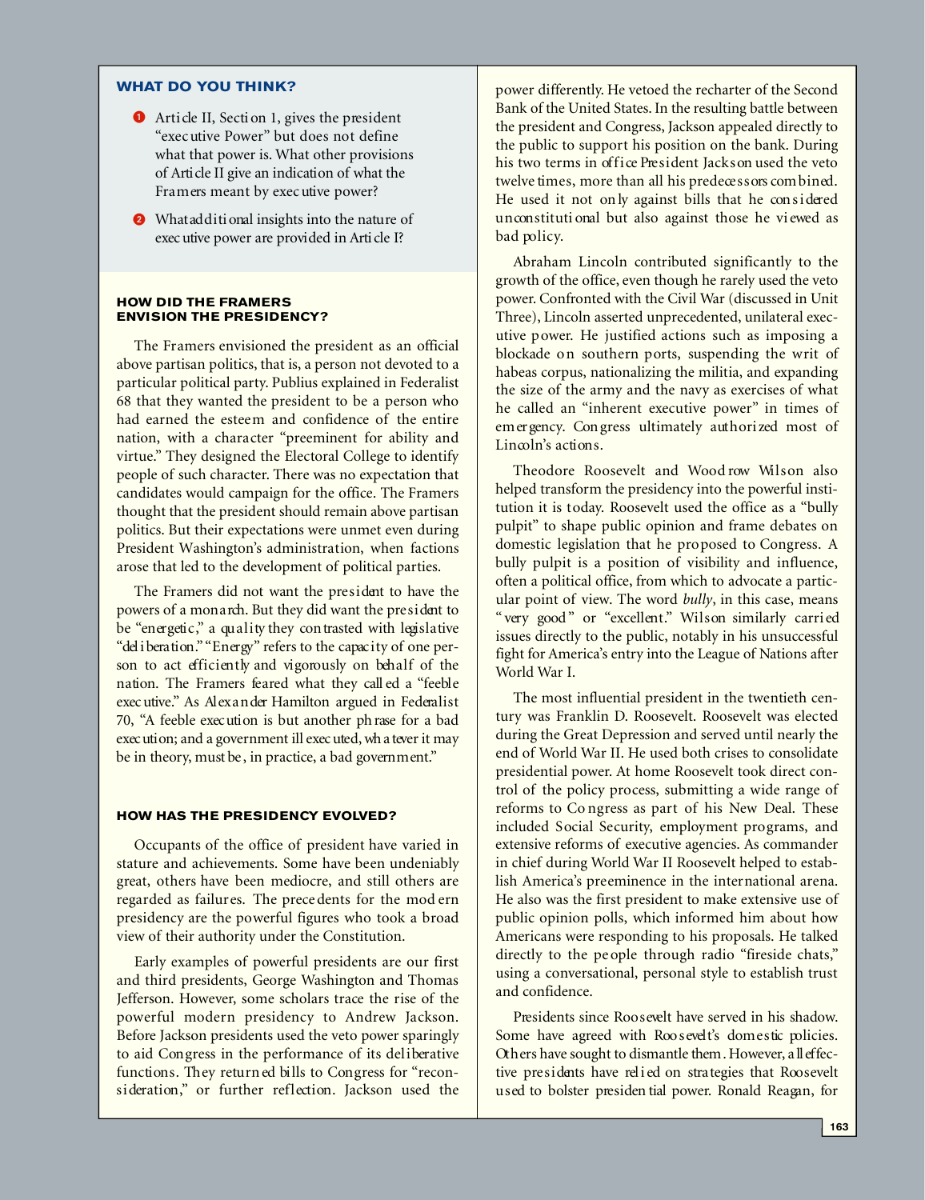### WHAT DO YOU THINK?

1. Article II, Section 1, gives the president "executive Power" but does not define what that power is. What other provisions of Article II give an indication of what the Framers meant by executive power?
2. What additional insights into the nature of executive power are provided in Article I?

### HOW DID THE FRAMERS ENVISION THE PRESIDENCY?

The Framers envisioned the president as an official above partisan politics, that is, a person not devoted to a particular political party. Publius explained in Federalist 68 that they wanted the president to be a person who had earned the esteem and confidence of the entire nation, with a character "preeminent for ability and virtue." They designed the Electoral College to identify people of such character. There was no expectation that candidates would campaign for the office. The Framers thought that the president should remain above partisan politics. But their expectations were unmet even during President Washington's administration, when factions arose that led to the development of political parties.

The Framers did not want the president to have the powers of a monarch. But they did want the president to be "energetic," a quality they contrasted with legislative "deliberation." "Energy" refers to the capacity of one person to act efficiently and vigorously on behalf of the nation. The Framers feared what they called a "feeble executive." As Alexander Hamilton argued in Federalist 70, "A feeble execution is but another phrase for a bad execution; and a government ill executed, whatever it may be in theory, must be, in practice, a bad government."

### HOW HAS THE PRESIDENCY EVOLVED?

Occupants of the office of president have varied in stature and achievements. Some have been undeniably great, others have been mediocre, and still others are regarded as failures. The precedents for the modern presidency are the powerful figures who took a broad view of their authority under the Constitution.

Early examples of powerful presidents are our first and third presidents, George Washington and Thomas Jefferson. However, some scholars trace the rise of the powerful modern presidency to Andrew Jackson. Before Jackson presidents used the veto power sparingly to aid Congress in the performance of its deliberative functions. They returned bills to Congress for "reconsideration," or further reflection. Jackson used the power differently. He vetoed the recharter of the Second Bank of the United States. In the resulting battle between the president and Congress, Jackson appealed directly to the public to support his position on the bank. During his two terms in office President Jackson used the veto twelve times, more than all his predecessors combined. He used it not only against bills that he considered unconstitutional but also against those he viewed as bad policy.

Abraham Lincoln contributed significantly to the growth of the office, even though he rarely used the veto power. Confronted with the Civil War (discussed in Unit Three), Lincoln asserted unprecedented, unilateral executive power. He justified actions such as imposing a blockade on southern ports, suspending the writ of habeas corpus, nationalizing the militia, and expanding the size of the army and the navy as exercises of what he called an "inherent executive power" in times of emergency. Congress ultimately authorized most of Lincoln's actions.

Theodore Roosevelt and Woodrow Wilson also helped transform the presidency into the powerful institution it is today. Roosevelt used the office as a "bully pulpit" to shape public opinion and frame debates on domestic legislation that he proposed to Congress. A bully pulpit is a position of visibility and influence, often a political office, from which to advocate a particular point of view. The word *bully*, in this case, means "very good" or "excellent." Wilson similarly carried issues directly to the public, notably in his unsuccessful fight for America's entry into the League of Nations after World War I.

The most influential president in the twentieth century was Franklin D. Roosevelt. Roosevelt was elected during the Great Depression and served until nearly the end of World War II. He used both crises to consolidate presidential power. At home Roosevelt took direct control of the policy process, submitting a wide range of reforms to Congress as part of his New Deal. These included Social Security, employment programs, and extensive reforms of executive agencies. As commander in chief during World War II Roosevelt helped to establish America's preeminence in the international arena. He also was the first president to make extensive use of public opinion polls, which informed him about how Americans were responding to his proposals. He talked directly to the people through radio "fireside chats," using a conversational, personal style to establish trust and confidence.

Presidents since Roosevelt have served in his shadow. Some have agreed with Roosevelt's domestic policies. Others have sought to dismantle them. However, all effective presidents have relied on strategies that Roosevelt used to bolster presidential power. Ronald Reagan, for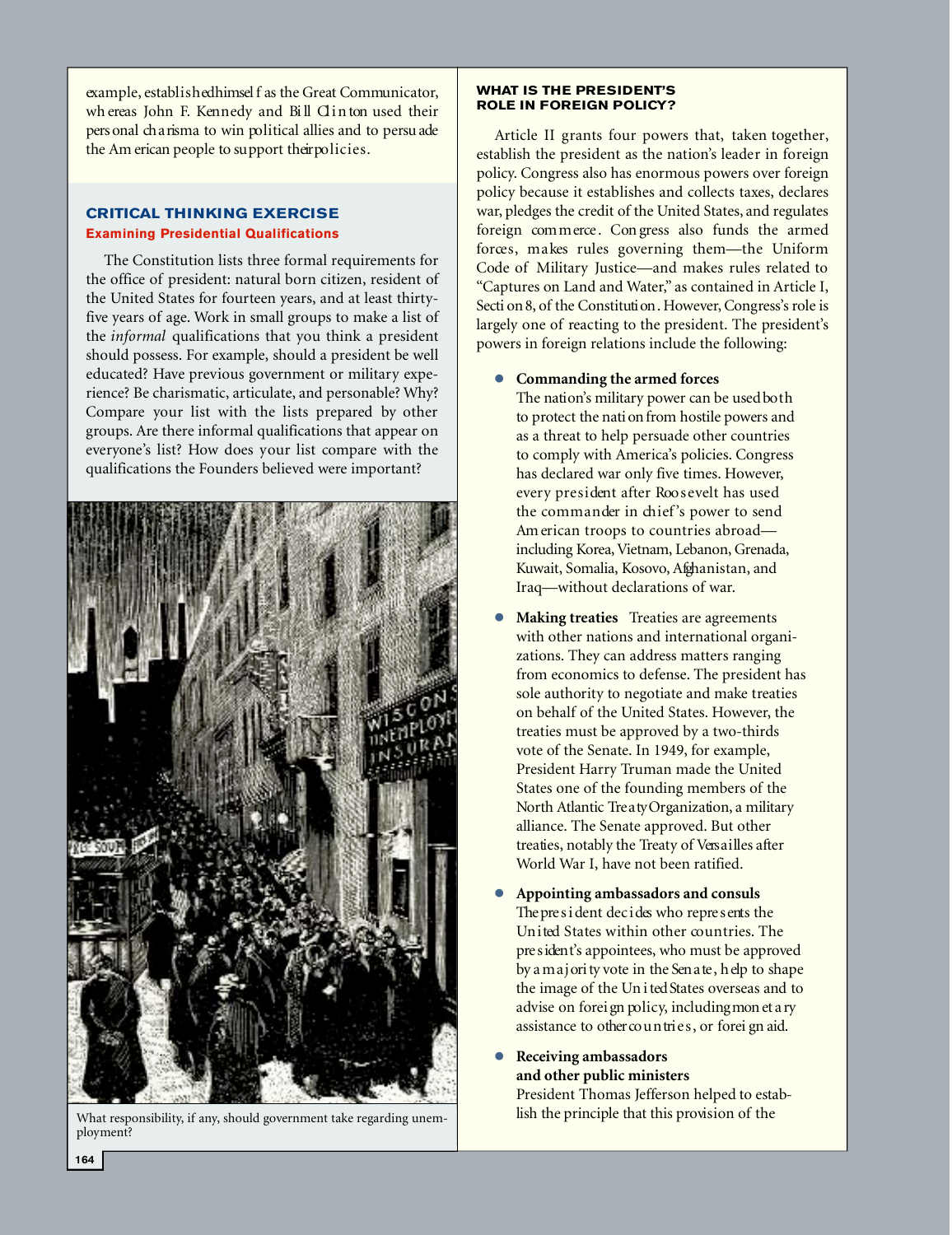example, established himself as the Great Communicator, whereas John F. Kennedy and Bill Clinton used their personal charisma to win political allies and to persuade the American people to support their policies.

### CRITICAL THINKING EXERCISE

#### Examining Presidential Qualifications

The Constitution lists three formal requirements for the office of president: natural born citizen, resident of the United States for fourteen years, and at least thirty-five years of age. Work in small groups to make a list of the *informal* qualifications that you think a president should possess. For example, should a president be well educated? Have previous government or military experience? Be charismatic, articulate, and personable? Why? Compare your list with the lists prepared by other groups. Are there informal qualifications that appear on everyone's list? How does your list compare with the qualifications the Founders believed were important?

What responsibility, if any, should government take regarding unemployment?

### WHAT IS THE PRESIDENT'S ROLE IN FOREIGN POLICY?

Article II grants four powers that, taken together, establish the president as the nation's leader in foreign policy. Congress also has enormous powers over foreign policy because it establishes and collects taxes, declares war, pledges the credit of the United States, and regulates foreign commerce. Congress also funds the armed forces, makes rules governing them—the Uniform Code of Military Justice—and makes rules related to "Captures on Land and Water," as contained in Article I, Section 8, of the Constitution. However, Congress's role is largely one of reacting to the president. The president's powers in foreign relations include the following:

- **Commanding the armed forces**
  The nation's military power can be used both to protect the nation from hostile powers and as a threat to help persuade other countries to comply with America's policies. Congress has declared war only five times. However, every president after Roosevelt has used the commander in chief's power to send American troops to countries abroad—including Korea, Vietnam, Lebanon, Grenada, Kuwait, Somalia, Kosovo, Afghanistan, and Iraq—without declarations of war.

- **Making treaties** Treaties are agreements with other nations and international organizations. They can address matters ranging from economics to defense. The president has sole authority to negotiate and make treaties on behalf of the United States. However, the treaties must be approved by a two-thirds vote of the Senate. In 1949, for example, President Harry Truman made the United States one of the founding members of the North Atlantic Treaty Organization, a military alliance. The Senate approved. But other treaties, notably the Treaty of Versailles after World War I, have not been ratified.

- **Appointing ambassadors and consuls**
  The president decides who represents the United States within other countries. The president's appointees, who must be approved by a majority vote in the Senate, help to shape the image of the United States overseas and to advise on foreign policy, including monetary assistance to other countries, or foreign aid.

- **Receiving ambassadors and other public ministers**
  President Thomas Jefferson helped to establish the principle that this provision of the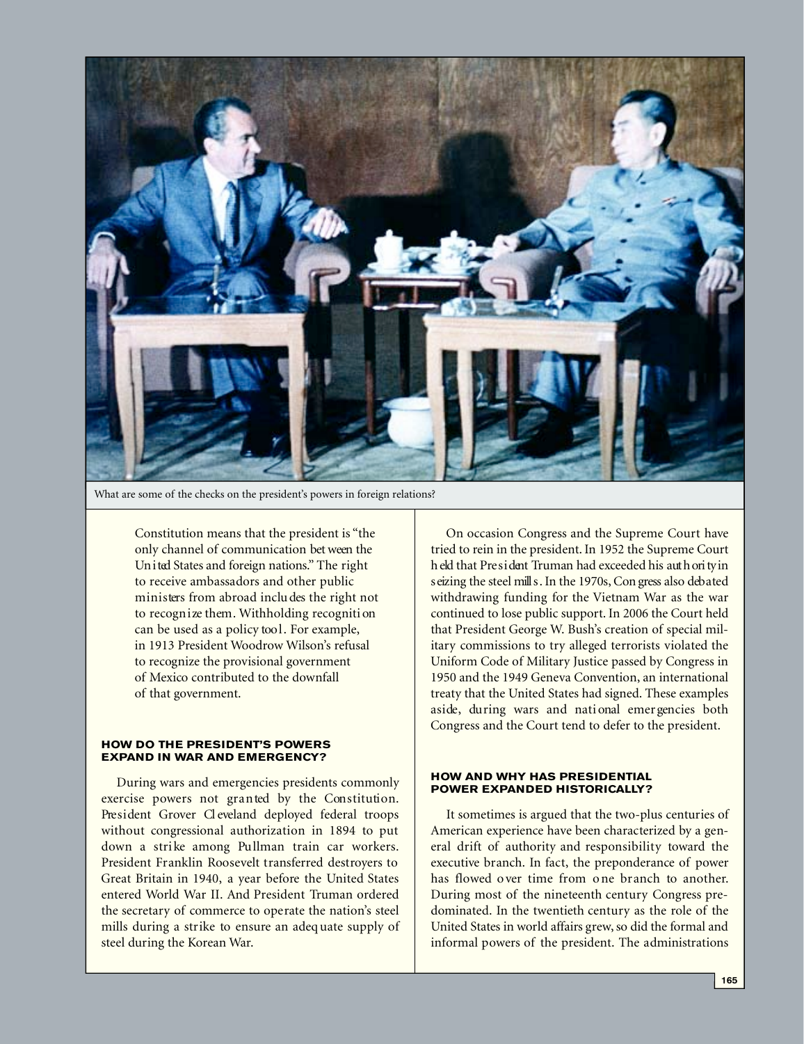What are some of the checks on the president's powers in foreign relations?

Constitution means that the president is "the only channel of communication between the United States and foreign nations." The right to receive ambassadors and other public ministers from abroad includes the right not to recognize them. Withholding recognition can be used as a policy tool. For example, in 1913 President Woodrow Wilson's refusal to recognize the provisional government of Mexico contributed to the downfall of that government.

#### HOW DO THE PRESIDENT'S POWERS EXPAND IN WAR AND EMERGENCY?

During wars and emergencies presidents commonly exercise powers not granted by the Constitution. President Grover Cleveland deployed federal troops without congressional authorization in 1894 to put down a strike among Pullman train car workers. President Franklin Roosevelt transferred destroyers to Great Britain in 1940, a year before the United States entered World War II. And President Truman ordered the secretary of commerce to operate the nation's steel mills during a strike to ensure an adequate supply of steel during the Korean War.

On occasion Congress and the Supreme Court have tried to rein in the president. In 1952 the Supreme Court held that President Truman had exceeded his authority in seizing the steel mills. In the 1970s, Congress also debated withdrawing funding for the Vietnam War as the war continued to lose public support. In 2006 the Court held that President George W. Bush's creation of special military commissions to try alleged terrorists violated the Uniform Code of Military Justice passed by Congress in 1950 and the 1949 Geneva Convention, an international treaty that the United States had signed. These examples aside, during wars and national emergencies both Congress and the Court tend to defer to the president.

#### HOW AND WHY HAS PRESIDENTIAL POWER EXPANDED HISTORICALLY?

It sometimes is argued that the two-plus centuries of American experience have been characterized by a general drift of authority and responsibility toward the executive branch. In fact, the preponderance of power has flowed over time from one branch to another. During most of the nineteenth century Congress predominated. In the twentieth century as the role of the United States in world affairs grew, so did the formal and informal powers of the president. The administrations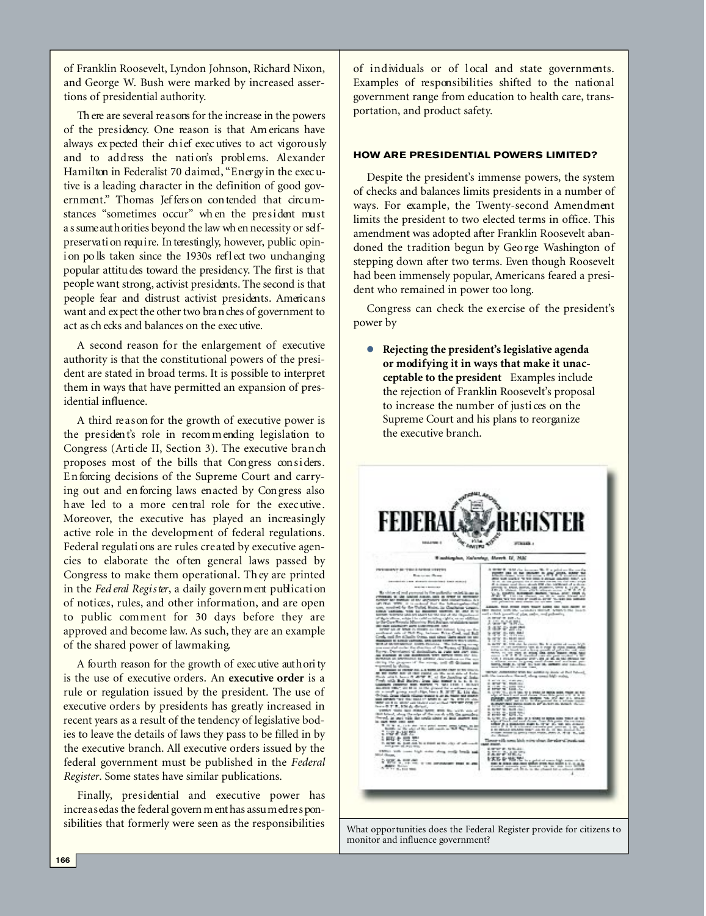of Franklin Roosevelt, Lyndon Johnson, Richard Nixon, and George W. Bush were marked by increased assertions of presidential authority.

There are several reasons for the increase in the powers of the presidency. One reason is that Americans have always expected their chief executives to act vigorously and to address the nation's problems. Alexander Hamilton in Federalist 70 claimed, "Energy in the executive is a leading character in the definition of good government." Thomas Jefferson contended that circumstances "sometimes occur" when the president must assume authorities beyond the law when necessity or self-preservation require. Interestingly, however, public opinion polls taken since the 1930s reflect two unchanging popular attitudes toward the presidency. The first is that people want strong, activist presidents. The second is that people fear and distrust activist presidents. Americans want and expect the other two branches of government to act as checks and balances on the executive.

A second reason for the enlargement of executive authority is that the constitutional powers of the president are stated in broad terms. It is possible to interpret them in ways that have permitted an expansion of presidential influence.

A third reason for the growth of executive power is the president's role in recommending legislation to Congress (Article II, Section 3). The executive branch proposes most of the bills that Congress considers. Enforcing decisions of the Supreme Court and carrying out and enforcing laws enacted by Congress also have led to a more central role for the executive. Moreover, the executive has played an increasingly active role in the development of federal regulations. Federal regulations are rules created by executive agencies to elaborate the often general laws passed by Congress to make them operational. They are printed in the *Federal Register*, a daily government publication of notices, rules, and other information, and are open to public comment for 30 days before they are approved and become law. As such, they are an example of the shared power of lawmaking.

A fourth reason for the growth of executive authority is the use of executive orders. An **executive order** is a rule or regulation issued by the president. The use of executive orders by presidents has greatly increased in recent years as a result of the tendency of legislative bodies to leave the details of laws they pass to be filled in by the executive branch. All executive orders issued by the federal government must be published in the *Federal Register*. Some states have similar publications.

Finally, presidential and executive power has increased as the federal government has assumed responsibilities that formerly were seen as the responsibilities of individuals or of local and state governments. Examples of responsibilities shifted to the national government range from education to health care, transportation, and product safety.

### HOW ARE PRESIDENTIAL POWERS LIMITED?

Despite the president's immense powers, the system of checks and balances limits presidents in a number of ways. For example, the Twenty-second Amendment limits the president to two elected terms in office. This amendment was adopted after Franklin Roosevelt abandoned the tradition begun by George Washington of stepping down after two terms. Even though Roosevelt had been immensely popular, Americans feared a president who remained in power too long.

Congress can check the exercise of the president's power by

- **Rejecting the president's legislative agenda or modifying it in ways that make it unacceptable to the president** Examples include the rejection of Franklin Roosevelt's proposal to increase the number of justices on the Supreme Court and his plans to reorganize the executive branch.

What opportunities does the Federal Register provide for citizens to monitor and influence government?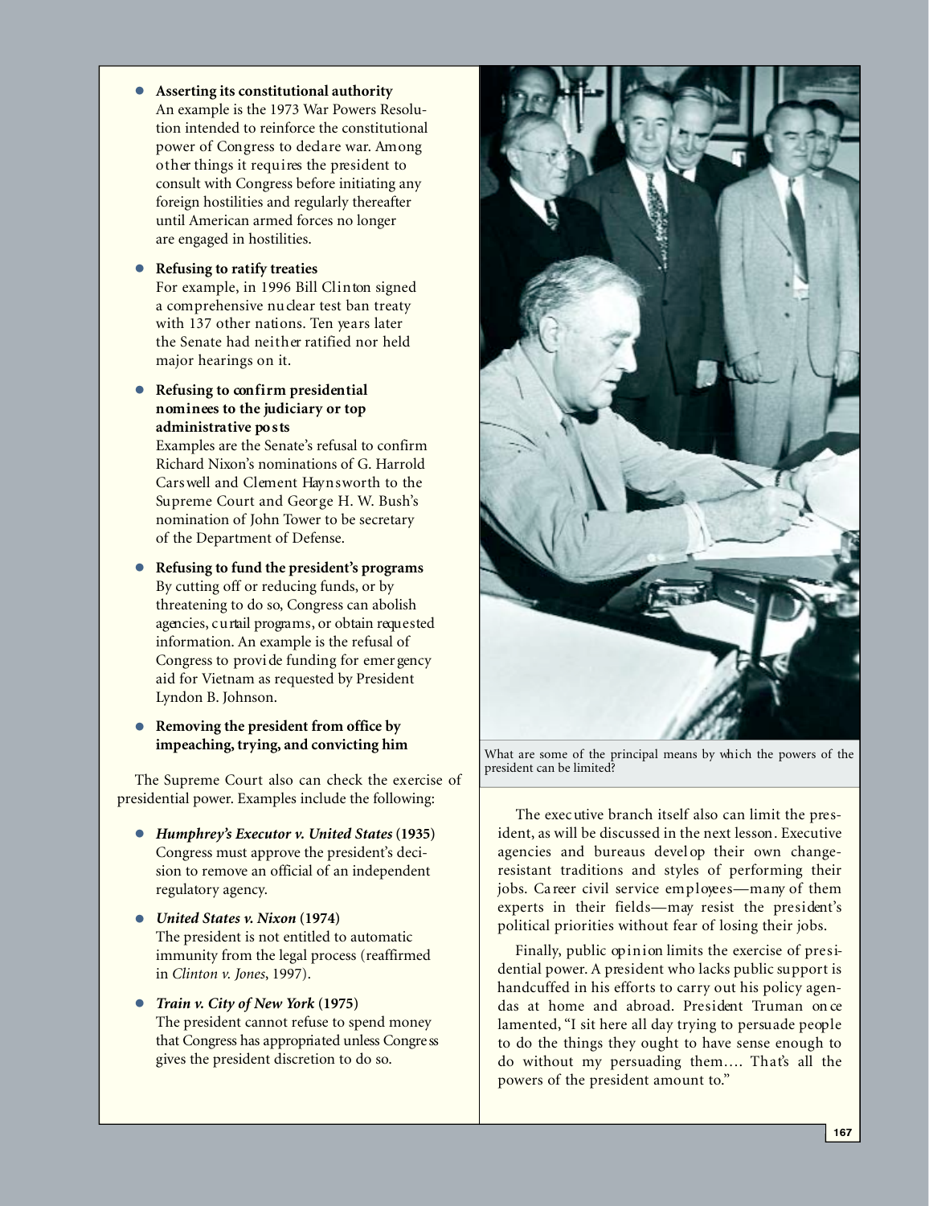- **Asserting its constitutional authority**
  An example is the 1973 War Powers Resolution intended to reinforce the constitutional power of Congress to declare war. Among other things it requires the president to consult with Congress before initiating any foreign hostilities and regularly thereafter until American armed forces no longer are engaged in hostilities.

- **Refusing to ratify treaties**
  For example, in 1996 Bill Clinton signed a comprehensive nuclear test ban treaty with 137 other nations. Ten years later the Senate had neither ratified nor held major hearings on it.

- **Refusing to confirm presidential nominees to the judiciary or top administrative posts**
  Examples are the Senate's refusal to confirm Richard Nixon's nominations of G. Harrold Carswell and Clement Haynsworth to the Supreme Court and George H. W. Bush's nomination of John Tower to be secretary of the Department of Defense.

- **Refusing to fund the president's programs**
  By cutting off or reducing funds, or by threatening to do so, Congress can abolish agencies, curtail programs, or obtain requested information. An example is the refusal of Congress to provide funding for emergency aid for Vietnam as requested by President Lyndon B. Johnson.

- **Removing the president from office by impeaching, trying, and convicting him**

The Supreme Court also can check the exercise of presidential power. Examples include the following:

- ***Humphrey's Executor v. United States* (1935)**
  Congress must approve the president's decision to remove an official of an independent regulatory agency.

- ***United States v. Nixon* (1974)**
  The president is not entitled to automatic immunity from the legal process (reaffirmed in *Clinton v. Jones*, 1997).

- ***Train v. City of New York* (1975)**
  The president cannot refuse to spend money that Congress has appropriated unless Congress gives the president discretion to do so.

What are some of the principal means by which the powers of the president can be limited?

The executive branch itself also can limit the president, as will be discussed in the next lesson. Executive agencies and bureaus develop their own change-resistant traditions and styles of performing their jobs. Career civil service employees—many of them experts in their fields—may resist the president's political priorities without fear of losing their jobs.

Finally, public opinion limits the exercise of presidential power. A president who lacks public support is handcuffed in his efforts to carry out his policy agendas at home and abroad. President Truman once lamented, "I sit here all day trying to persuade people to do the things they ought to have sense enough to do without my persuading them.... That's all the powers of the president amount to."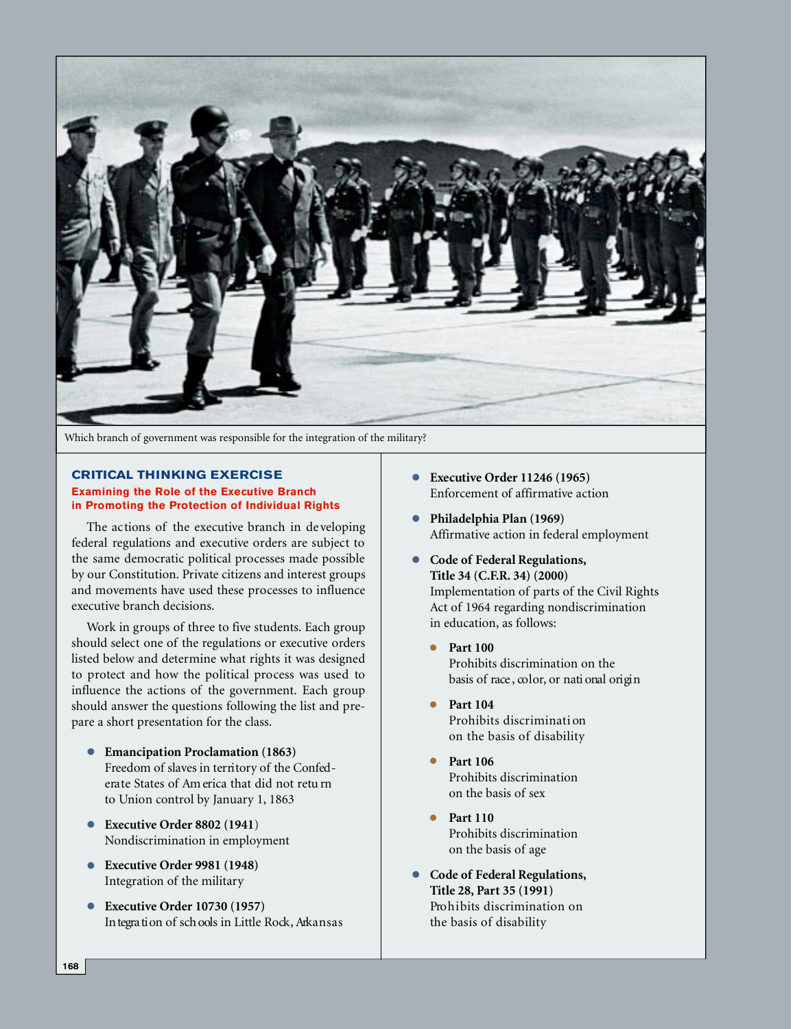Which branch of government was responsible for the integration of the military?

## CRITICAL THINKING EXERCISE

### Examining the Role of the Executive Branch in Promoting the Protection of Individual Rights

The actions of the executive branch in developing federal regulations and executive orders are subject to the same democratic political processes made possible by our Constitution. Private citizens and interest groups and movements have used these processes to influence executive branch decisions.

Work in groups of three to five students. Each group should select one of the regulations or executive orders listed below and determine what rights it was designed to protect and how the political process was used to influence the actions of the government. Each group should answer the questions following the list and prepare a short presentation for the class.

- **Emancipation Proclamation (1863)**
  Freedom of slaves in territory of the Confederate States of America that did not return to Union control by January 1, 1863
- **Executive Order 8802 (1941)**
  Nondiscrimination in employment
- **Executive Order 9981 (1948)**
  Integration of the military
- **Executive Order 10730 (1957)**
  Integration of schools in Little Rock, Arkansas
- **Executive Order 11246 (1965)**
  Enforcement of affirmative action
- **Philadelphia Plan (1969)**
  Affirmative action in federal employment
- **Code of Federal Regulations, Title 34 (C.F.R. 34) (2000)**
  Implementation of parts of the Civil Rights Act of 1964 regarding nondiscrimination in education, as follows:
  - **Part 100**
    Prohibits discrimination on the basis of race, color, or national origin
  - **Part 104**
    Prohibits discrimination on the basis of disability
  - **Part 106**
    Prohibits discrimination on the basis of sex
  - **Part 110**
    Prohibits discrimination on the basis of age
- **Code of Federal Regulations, Title 28, Part 35 (1991)**
  Prohibits discrimination on the basis of disability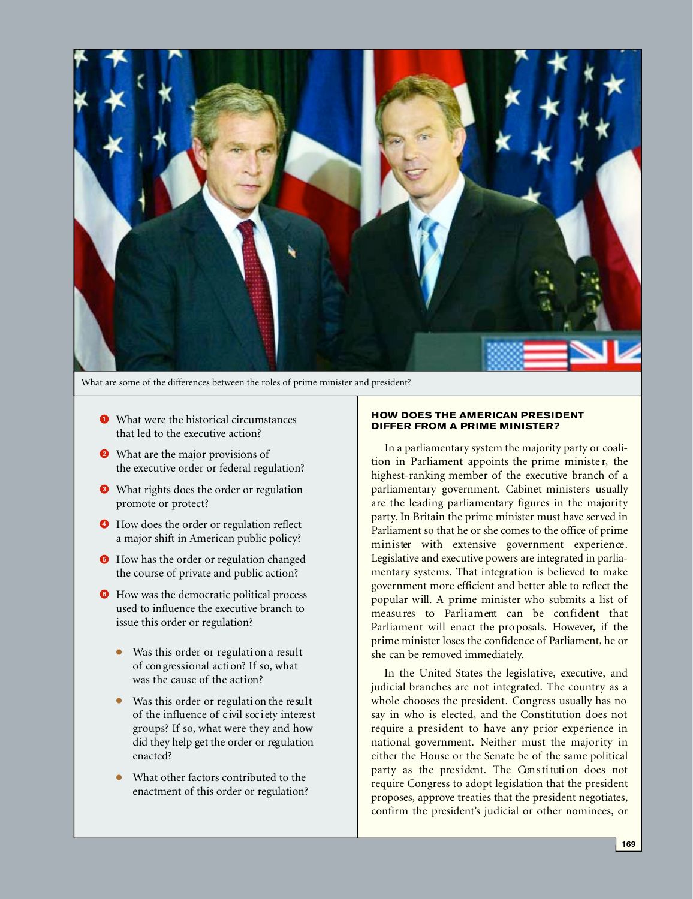What are some of the differences between the roles of prime minister and president?

1. What were the historical circumstances that led to the executive action?
2. What are the major provisions of the executive order or federal regulation?
3. What rights does the order or regulation promote or protect?
4. How does the order or regulation reflect a major shift in American public policy?
5. How has the order or regulation changed the course of private and public action?
6. How was the democratic political process used to influence the executive branch to issue this order or regulation?
   - Was this order or regulation a result of congressional action? If so, what was the cause of the action?
   - Was this order or regulation the result of the influence of civil society interest groups? If so, what were they and how did they help get the order or regulation enacted?
   - What other factors contributed to the enactment of this order or regulation?

#### HOW DOES THE AMERICAN PRESIDENT DIFFER FROM A PRIME MINISTER?

In a parliamentary system the majority party or coalition in Parliament appoints the prime minister, the highest-ranking member of the executive branch of a parliamentary government. Cabinet ministers usually are the leading parliamentary figures in the majority party. In Britain the prime minister must have served in Parliament so that he or she comes to the office of prime minister with extensive government experience. Legislative and executive powers are integrated in parliamentary systems. That integration is believed to make government more efficient and better able to reflect the popular will. A prime minister who submits a list of measures to Parliament can be confident that Parliament will enact the proposals. However, if the prime minister loses the confidence of Parliament, he or she can be removed immediately.

In the United States the legislative, executive, and judicial branches are not integrated. The country as a whole chooses the president. Congress usually has no say in who is elected, and the Constitution does not require a president to have any prior experience in national government. Neither must the majority in either the House or the Senate be of the same political party as the president. The Constitution does not require Congress to adopt legislation that the president proposes, approve treaties that the president negotiates, confirm the president's judicial or other nominees, or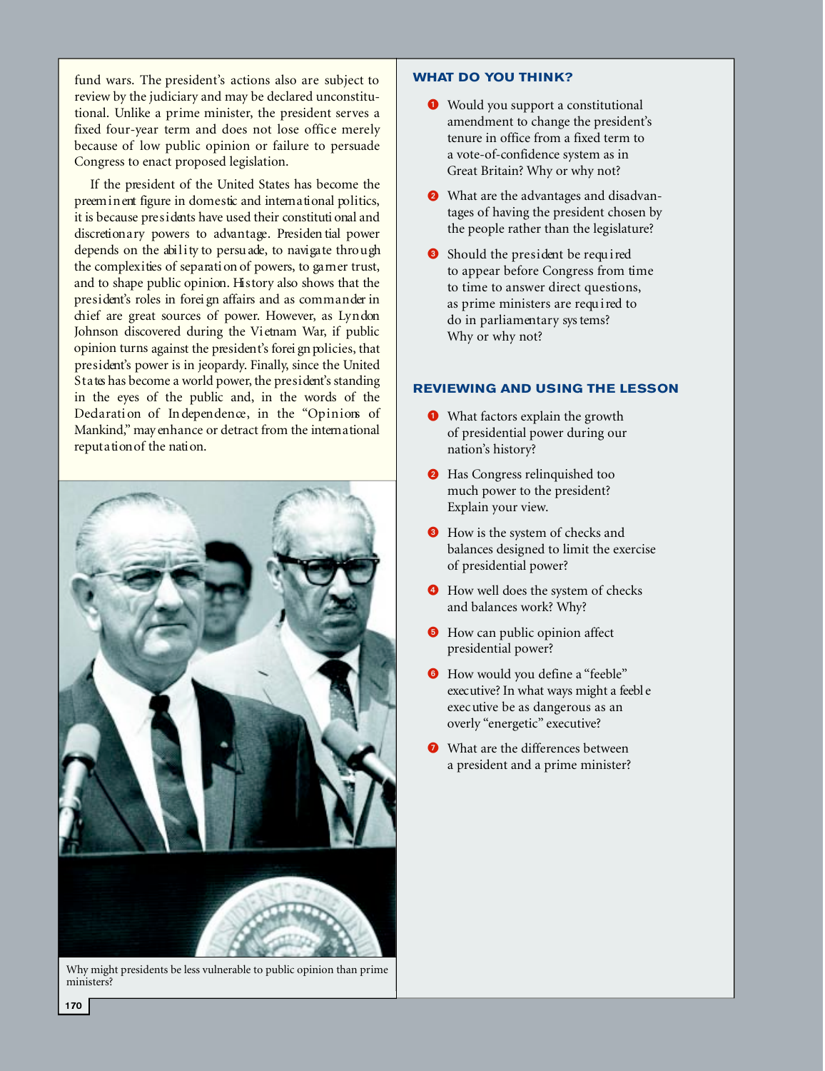fund wars. The president's actions also are subject to review by the judiciary and may be declared unconstitutional. Unlike a prime minister, the president serves a fixed four-year term and does not lose office merely because of low public opinion or failure to persuade Congress to enact proposed legislation.

If the president of the United States has become the preeminent figure in domestic and international politics, it is because presidents have used their constitutional and discretionary powers to advantage. Presidential power depends on the ability to persuade, to navigate through the complexities of separation of powers, to garner trust, and to shape public opinion. History also shows that the president's roles in foreign affairs and as commander in chief are great sources of power. However, as Lyndon Johnson discovered during the Vietnam War, if public opinion turns against the president's foreign policies, that president's power is in jeopardy. Finally, since the United States has become a world power, the president's standing in the eyes of the public and, in the words of the Declaration of Independence, in the "Opinions of Mankind," may enhance or detract from the international reputation of the nation.

Why might presidents be less vulnerable to public opinion than prime ministers?

## WHAT DO YOU THINK?

1. Would you support a constitutional amendment to change the president's tenure in office from a fixed term to a vote-of-confidence system as in Great Britain? Why or why not?
2. What are the advantages and disadvantages of having the president chosen by the people rather than the legislature?
3. Should the president be required to appear before Congress from time to time to answer direct questions, as prime ministers are required to do in parliamentary systems? Why or why not?

## REVIEWING AND USING THE LESSON

1. What factors explain the growth of presidential power during our nation's history?
2. Has Congress relinquished too much power to the president? Explain your view.
3. How is the system of checks and balances designed to limit the exercise of presidential power?
4. How well does the system of checks and balances work? Why?
5. How can public opinion affect presidential power?
6. How would you define a "feeble" executive? In what ways might a feeble executive be as dangerous as an overly "energetic" executive?
7. What are the differences between a president and a prime minister?